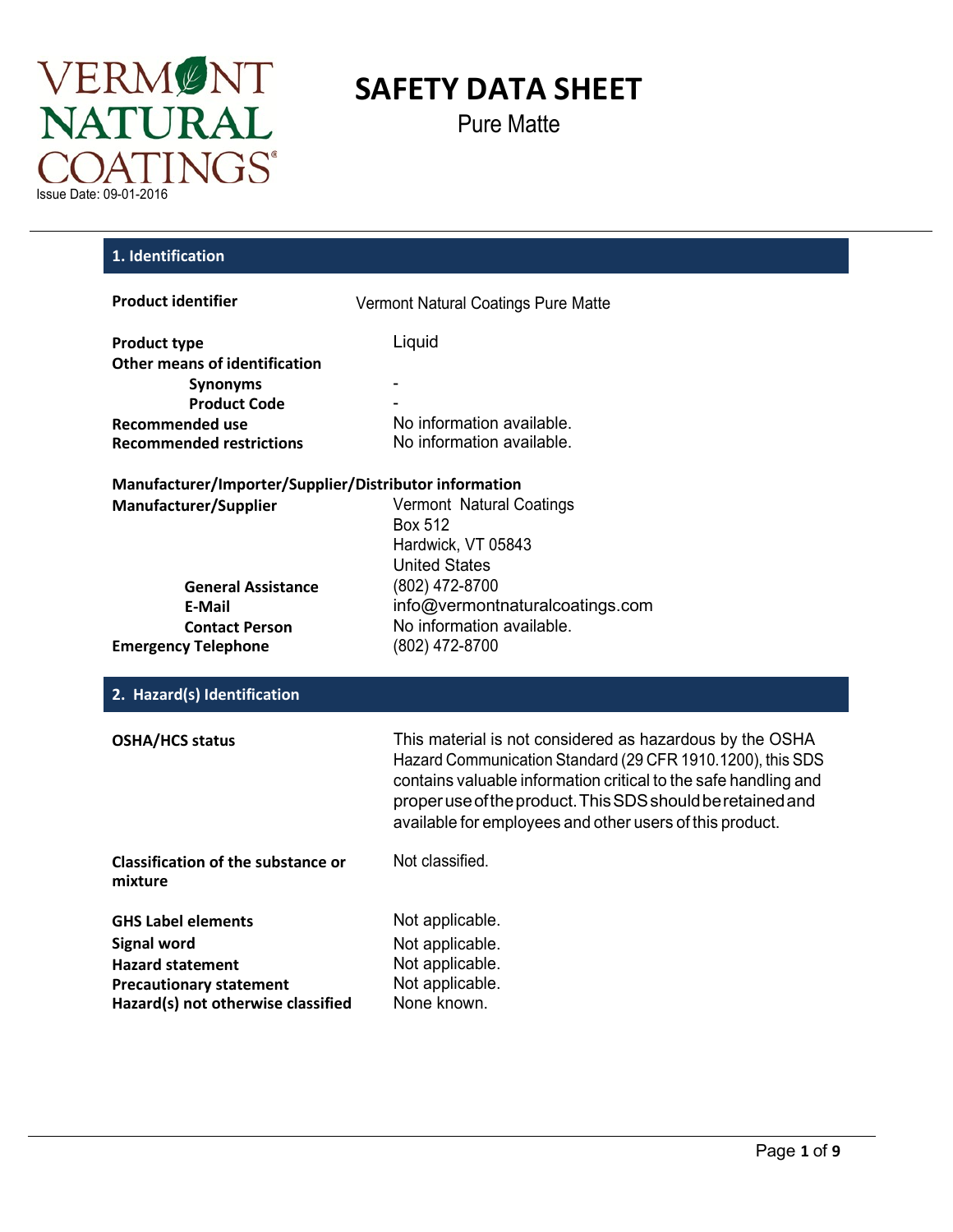VERMONT NATURAL COATINGS®

Issue Date: 09-01-2016

# SAFETY DATA SHEET

Pure Matte

## 1. Identification

| | |
|---|---|
| **Product identifier** | Vermont Natural Coatings Pure Matte |
| **Product type** | Liquid |
| **Other means of identification** | |
| **Synonyms** | - |
| **Product Code** | - |
| **Recommended use** | No information available. |
| **Recommended restrictions** | No information available. |

**Manufacturer/Importer/Supplier/Distributor information**

| | |
|---|---|
| **Manufacturer/Supplier** | Vermont Natural Coatings<br>Box 512<br>Hardwick, VT 05843<br>United States |
| **General Assistance** | (802) 472-8700 |
| **E-Mail** | info@vermontnaturalcoatings.com |
| **Contact Person** | No information available. |
| **Emergency Telephone** | (802) 472-8700 |

## 2. Hazard(s) Identification

| | |
|---|---|
| **OSHA/HCS status** | This material is not considered as hazardous by the OSHA Hazard Communication Standard (29 CFR 1910.1200), this SDS contains valuable information critical to the safe handling and proper use of the product. This SDS should be retained and available for employees and other users of this product. |
| **Classification of the substance or mixture** | Not classified. |
| **GHS Label elements** | Not applicable. |
| **Signal word** | Not applicable. |
| **Hazard statement** | Not applicable. |
| **Precautionary statement** | Not applicable. |
| **Hazard(s) not otherwise classified** | None known. |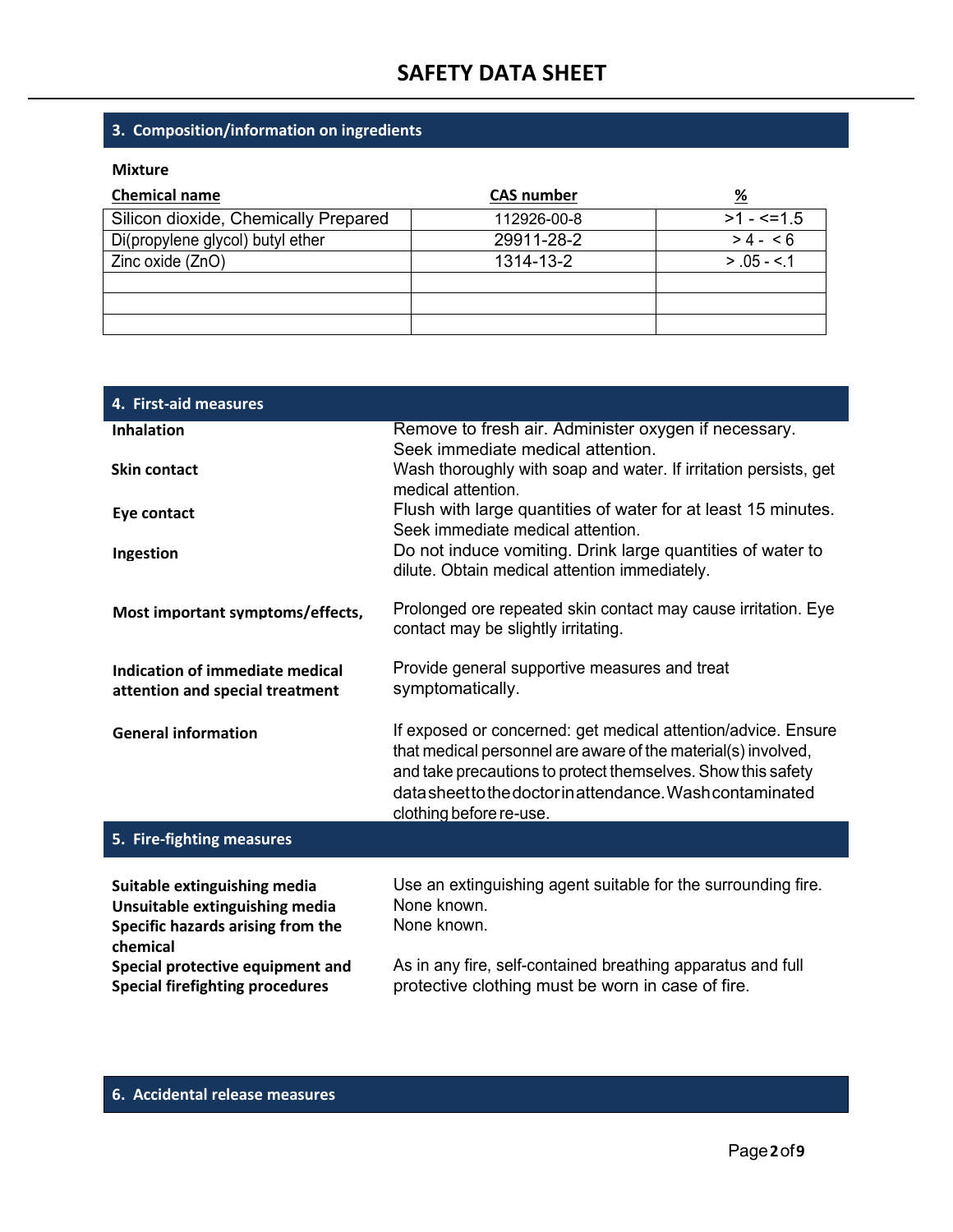# SAFETY DATA SHEET

## 3. Composition/information on ingredients

**Mixture**

| Chemical name | CAS number | % |
|---|---|---|
| Silicon dioxide, Chemically Prepared | 112926-00-8 | >1 - <=1.5 |
| Di(propylene glycol) butyl ether | 29911-28-2 | > 4 - < 6 |
| Zinc oxide (ZnO) | 1314-13-2 | > .05 - <.1 |
| | | |
| | | |
| | | |

## 4. First-aid measures

**Inhalation** Remove to fresh air. Administer oxygen if necessary. Seek immediate medical attention.

**Skin contact** Wash thoroughly with soap and water. If irritation persists, get medical attention.

**Eye contact** Flush with large quantities of water for at least 15 minutes. Seek immediate medical attention.

**Ingestion** Do not induce vomiting. Drink large quantities of water to dilute. Obtain medical attention immediately.

**Most important symptoms/effects,** Prolonged ore repeated skin contact may cause irritation. Eye contact may be slightly irritating.

**Indication of immediate medical attention and special treatment** Provide general supportive measures and treat symptomatically.

**General information** If exposed or concerned: get medical attention/advice. Ensure that medical personnel are aware of the material(s) involved, and take precautions to protect themselves. Show this safety data sheet to the doctor in attendance. Wash contaminated clothing before re-use.

## 5. Fire-fighting measures

**Suitable extinguishing media** Use an extinguishing agent suitable for the surrounding fire.

**Unsuitable extinguishing media** None known.

**Specific hazards arising from the chemical** None known.

**Special protective equipment and Special firefighting procedures** As in any fire, self-contained breathing apparatus and full protective clothing must be worn in case of fire.

## 6. Accidental release measures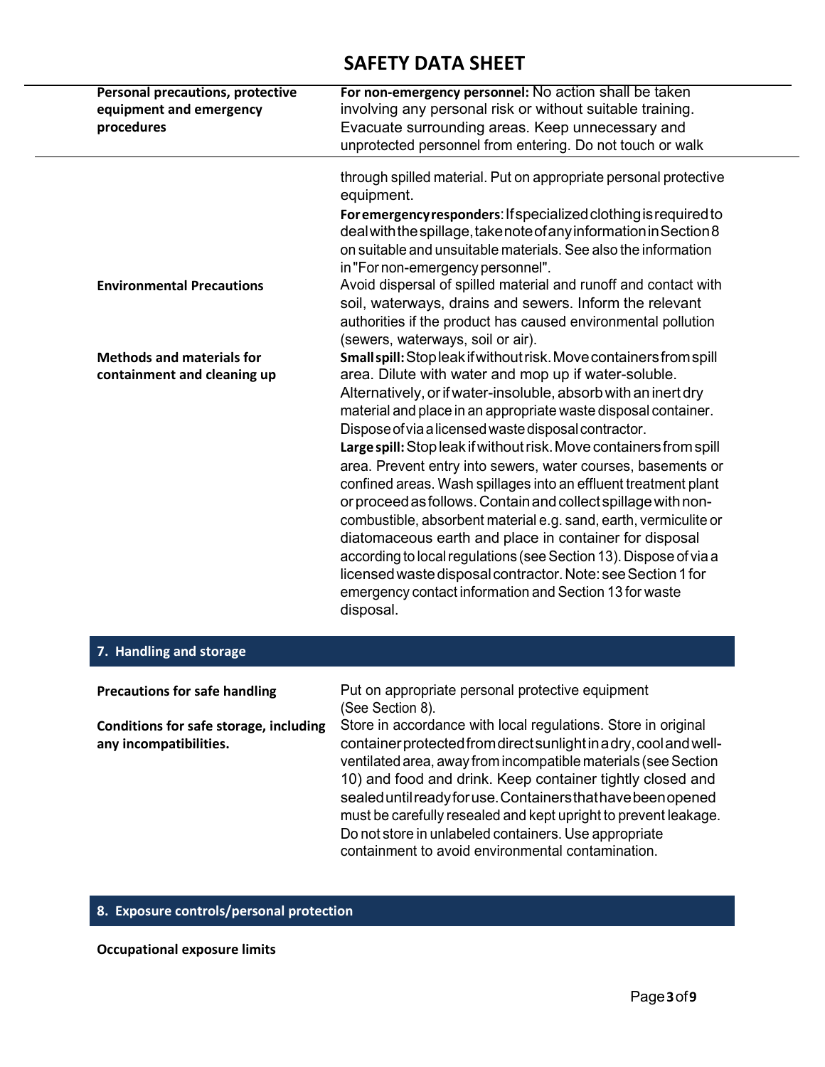| | |
|---|---|
| **Personal precautions, protective equipment and emergency procedures** | **For non-emergency personnel:** No action shall be taken involving any personal risk or without suitable training. Evacuate surrounding areas. Keep unnecessary and unprotected personnel from entering. Do not touch or walk through spilled material. Put on appropriate personal protective equipment.<br>**For emergency responders**: If specialized clothing is required to deal with the spillage, take note of any information in Section 8 on suitable and unsuitable materials. See also the information in "For non-emergency personnel". |
| **Environmental Precautions** | Avoid dispersal of spilled material and runoff and contact with soil, waterways, drains and sewers. Inform the relevant authorities if the product has caused environmental pollution (sewers, waterways, soil or air). |
| **Methods and materials for containment and cleaning up** | **Small spill:** Stop leak if without risk. Move containers from spill area. Dilute with water and mop up if water-soluble. Alternatively, or if water-insoluble, absorb with an inert dry material and place in an appropriate waste disposal container. Dispose of via a licensed waste disposal contractor.<br>**Large spill:** Stop leak if without risk. Move containers from spill area. Prevent entry into sewers, water courses, basements or confined areas. Wash spillages into an effluent treatment plant or proceed as follows. Contain and collect spillage with non-combustible, absorbent material e.g. sand, earth, vermiculite or diatomaceous earth and place in container for disposal according to local regulations (see Section 13). Dispose of via a licensed waste disposal contractor. Note: see Section 1 for emergency contact information and Section 13 for waste disposal. |

## 7. Handling and storage

| | |
|---|---|
| **Precautions for safe handling** | Put on appropriate personal protective equipment (See Section 8). |
| **Conditions for safe storage, including any incompatibilities.** | Store in accordance with local regulations. Store in original container protected from direct sunlight in a dry, cool and well-ventilated area, away from incompatible materials (see Section 10) and food and drink. Keep container tightly closed and sealed until ready for use. Containers that have been opened must be carefully resealed and kept upright to prevent leakage. Do not store in unlabeled containers. Use appropriate containment to avoid environmental contamination. |

## 8. Exposure controls/personal protection

**Occupational exposure limits**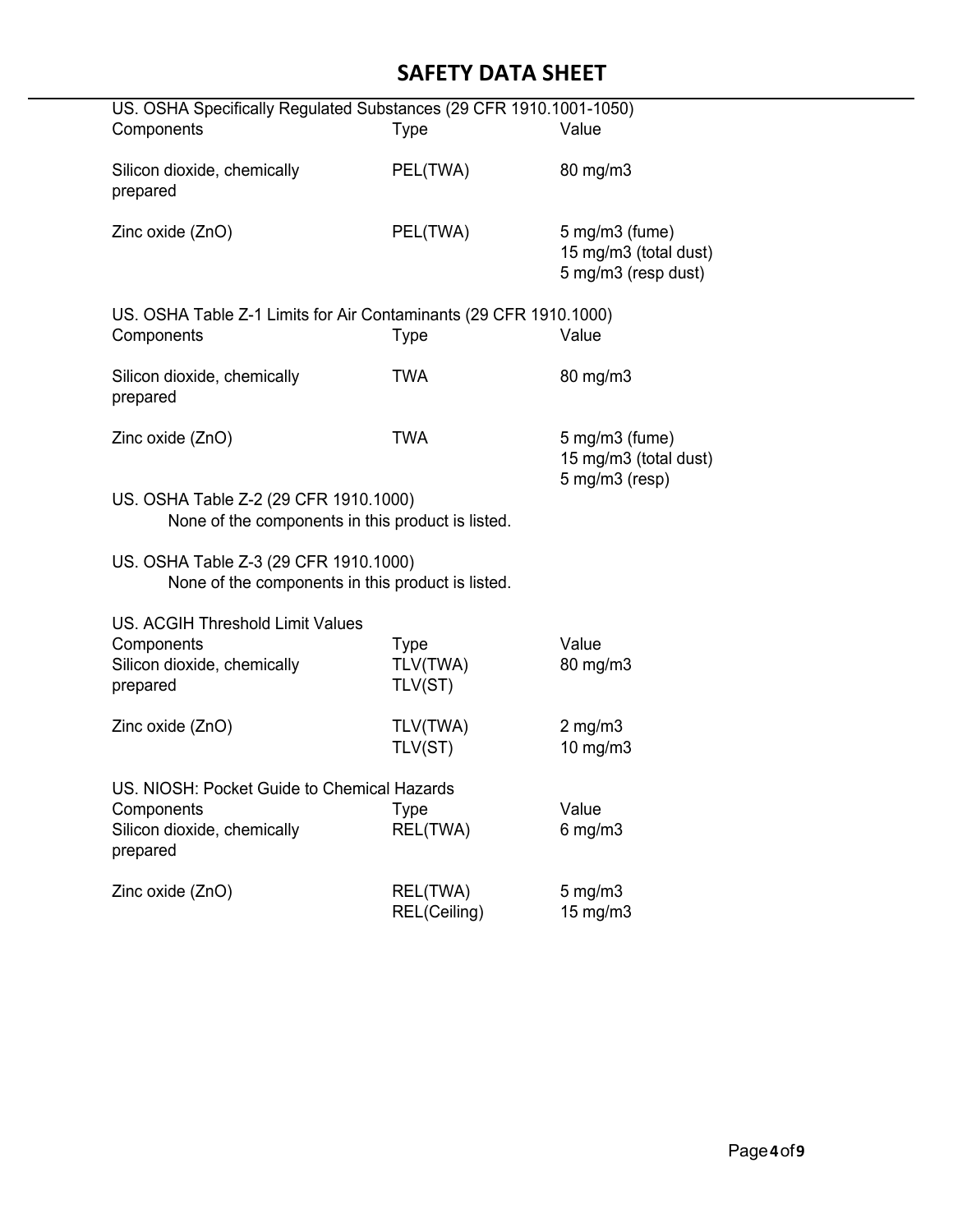US. OSHA Specifically Regulated Substances (29 CFR 1910.1001-1050)

| Components | Type | Value |
|---|---|---|
| Silicon dioxide, chemically prepared | PEL(TWA) | 80 mg/m3 |
| Zinc oxide (ZnO) | PEL(TWA) | 5 mg/m3 (fume)<br>15 mg/m3 (total dust)<br>5 mg/m3 (resp dust) |

US. OSHA Table Z-1 Limits for Air Contaminants (29 CFR 1910.1000)

| Components | Type | Value |
|---|---|---|
| Silicon dioxide, chemically prepared | TWA | 80 mg/m3 |
| Zinc oxide (ZnO) | TWA | 5 mg/m3 (fume)<br>15 mg/m3 (total dust)<br>5 mg/m3 (resp) |

US. OSHA Table Z-2 (29 CFR 1910.1000)

None of the components in this product is listed.

US. OSHA Table Z-3 (29 CFR 1910.1000)

None of the components in this product is listed.

US. ACGIH Threshold Limit Values

| Components | Type | Value |
|---|---|---|
| Silicon dioxide, chemically prepared | TLV(TWA)<br>TLV(ST) | 80 mg/m3 |
| Zinc oxide (ZnO) | TLV(TWA)<br>TLV(ST) | 2 mg/m3<br>10 mg/m3 |

US. NIOSH: Pocket Guide to Chemical Hazards

| Components | Type | Value |
|---|---|---|
| Silicon dioxide, chemically prepared | REL(TWA) | 6 mg/m3 |
| Zinc oxide (ZnO) | REL(TWA)<br>REL(Ceiling) | 5 mg/m3<br>15 mg/m3 |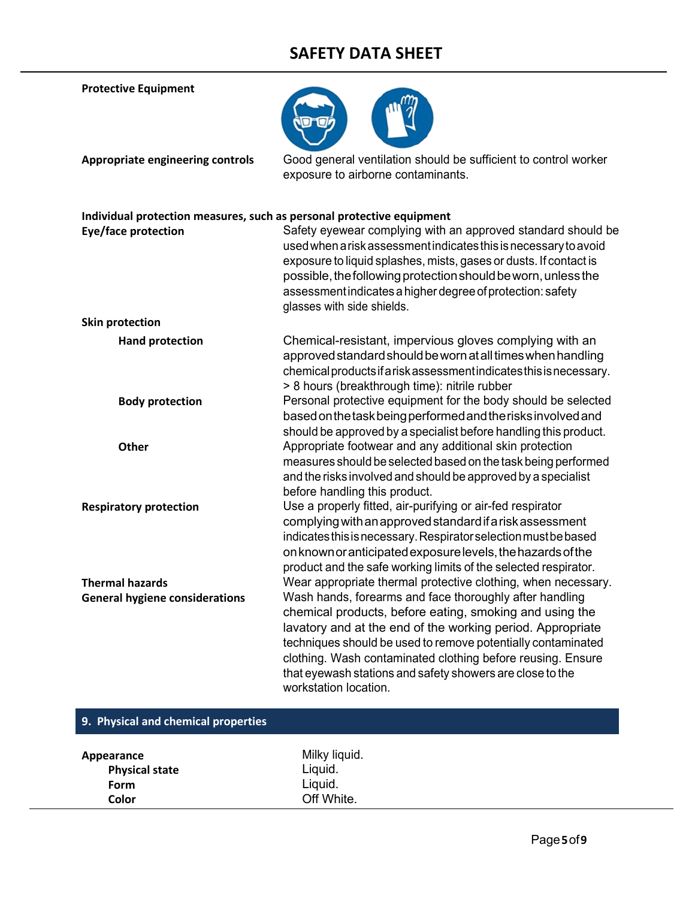**Protective Equipment**

**Appropriate engineering controls** — Good general ventilation should be sufficient to control worker exposure to airborne contaminants.

**Individual protection measures, such as personal protective equipment**

**Eye/face protection** — Safety eyewear complying with an approved standard should be used when a risk assessment indicates this is necessary to avoid exposure to liquid splashes, mists, gases or dusts. If contact is possible, the following protection should be worn, unless the assessment indicates a higher degree of protection: safety glasses with side shields.

**Skin protection**

**Hand protection** — Chemical-resistant, impervious gloves complying with an approved standard should be worn at all times when handling chemical products if a risk assessment indicates this is necessary. > 8 hours (breakthrough time): nitrile rubber

**Body protection** — Personal protective equipment for the body should be selected based on the task being performed and the risks involved and should be approved by a specialist before handling this product.

**Other** — Appropriate footwear and any additional skin protection measures should be selected based on the task being performed and the risks involved and should be approved by a specialist before handling this product.

**Respiratory protection** — Use a properly fitted, air-purifying or air-fed respirator complying with an approved standard if a risk assessment indicates this is necessary. Respirator selection must be based on known or anticipated exposure levels, the hazards of the product and the safe working limits of the selected respirator.

**Thermal hazards** — Wear appropriate thermal protective clothing, when necessary.

**General hygiene considerations** — Wash hands, forearms and face thoroughly after handling chemical products, before eating, smoking and using the lavatory and at the end of the working period. Appropriate techniques should be used to remove potentially contaminated clothing. Wash contaminated clothing before reusing. Ensure that eyewash stations and safety showers are close to the workstation location.

## 9. Physical and chemical properties

**Appearance** — Milky liquid.

- **Physical state** — Liquid.
- **Form** — Liquid.
- **Color** — Off White.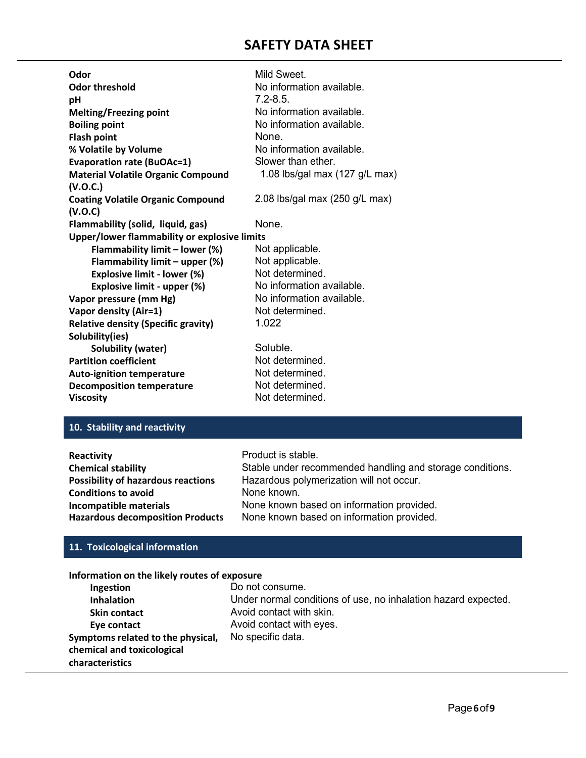| | |
|---|---|
| **Odor** | Mild Sweet. |
| **Odor threshold** | No information available. |
| **pH** | 7.2-8.5. |
| **Melting/Freezing point** | No information available. |
| **Boiling point** | No information available. |
| **Flash point** | None. |
| **% Volatile by Volume** | No information available. |
| **Evaporation rate (BuOAc=1)** | Slower than ether. |
| **Material Volatile Organic Compound (V.O.C.)** | 1.08 lbs/gal max (127 g/L max) |
| **Coating Volatile Organic Compound (V.O.C)** | 2.08 lbs/gal max (250 g/L max) |
| **Flammability (solid, liquid, gas)** | None. |
| **Upper/lower flammability or explosive limits** | |
| **Flammability limit – lower (%)** | Not applicable. |
| **Flammability limit – upper (%)** | Not applicable. |
| **Explosive limit - lower (%)** | Not determined. |
| **Explosive limit - upper (%)** | No information available. |
| **Vapor pressure (mm Hg)** | No information available. |
| **Vapor density (Air=1)** | Not determined. |
| **Relative density (Specific gravity)** | 1.022 |
| **Solubility(ies)** | |
| **Solubility (water)** | Soluble. |
| **Partition coefficient** | Not determined. |
| **Auto-ignition temperature** | Not determined. |
| **Decomposition temperature** | Not determined. |
| **Viscosity** | Not determined. |

## 10. Stability and reactivity

| | |
|---|---|
| **Reactivity** | Product is stable. |
| **Chemical stability** | Stable under recommended handling and storage conditions. |
| **Possibility of hazardous reactions** | Hazardous polymerization will not occur. |
| **Conditions to avoid** | None known. |
| **Incompatible materials** | None known based on information provided. |
| **Hazardous decomposition Products** | None known based on information provided. |

## 11. Toxicological information

**Information on the likely routes of exposure**

| | |
|---|---|
| **Ingestion** | Do not consume. |
| **Inhalation** | Under normal conditions of use, no inhalation hazard expected. |
| **Skin contact** | Avoid contact with skin. |
| **Eye contact** | Avoid contact with eyes. |
| **Symptoms related to the physical, chemical and toxicological characteristics** | No specific data. |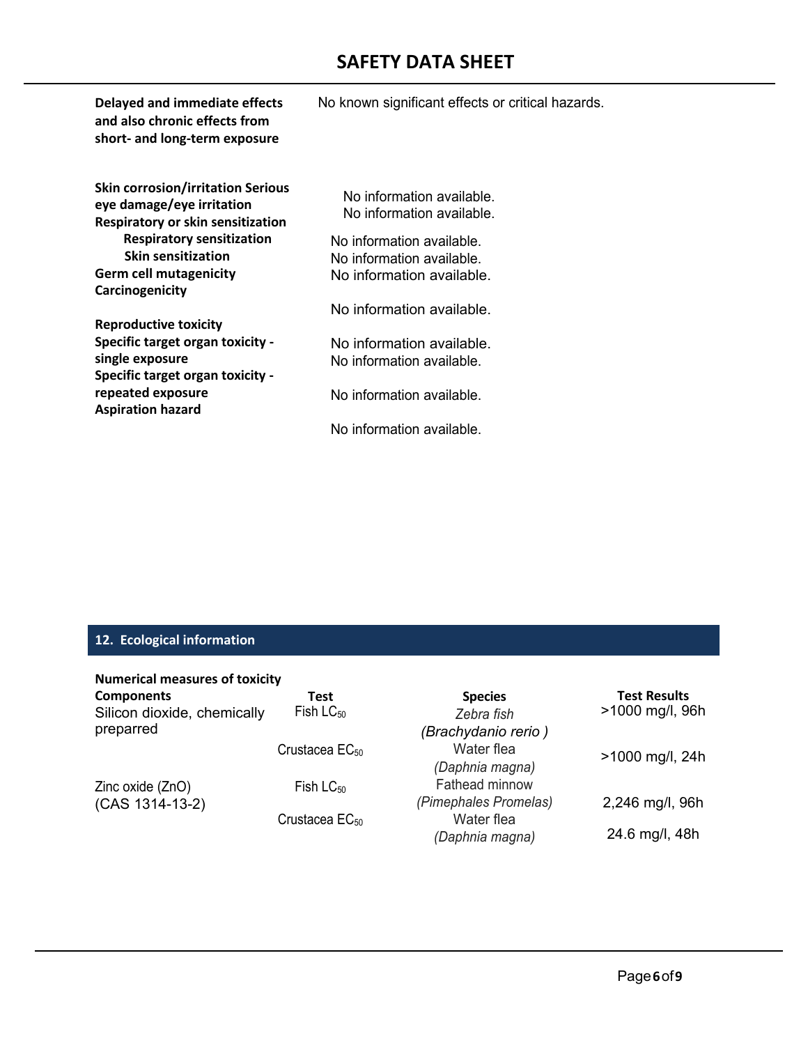| | |
|---|---|
| **Delayed and immediate effects and also chronic effects from short- and long-term exposure** | No known significant effects or critical hazards. |
| **Skin corrosion/irritation** | No information available. |
| **Serious eye damage/eye irritation** | No information available. |
| **Respiratory or skin sensitization** | |
| **Respiratory sensitization** | No information available. |
| **Skin sensitization** | No information available. |
| **Germ cell mutagenicity** | No information available. |
| **Carcinogenicity** | No information available. |
| **Reproductive toxicity** | No information available. |
| **Specific target organ toxicity - single exposure** | No information available. |
| **Specific target organ toxicity - repeated exposure** | No information available. |
| **Aspiration hazard** | No information available. |

## 12. Ecological information

**Numerical measures of toxicity**

| Components | Test | Species | Test Results |
|---|---|---|---|
| Silicon dioxide, chemically preparred | Fish $LC_{50}$ | *Zebra fish (Brachydanio rerio )* | >1000 mg/l, 96h |
| | Crustacea $EC_{50}$ | Water flea *(Daphnia magna)* | >1000 mg/l, 24h |
| Zinc oxide (ZnO) (CAS 1314-13-2) | Fish $LC_{50}$ | Fathead minnow *(Pimephales Promelas)* | 2,246 mg/l, 96h |
| | Crustacea $EC_{50}$ | Water flea *(Daphnia magna)* | 24.6 mg/l, 48h |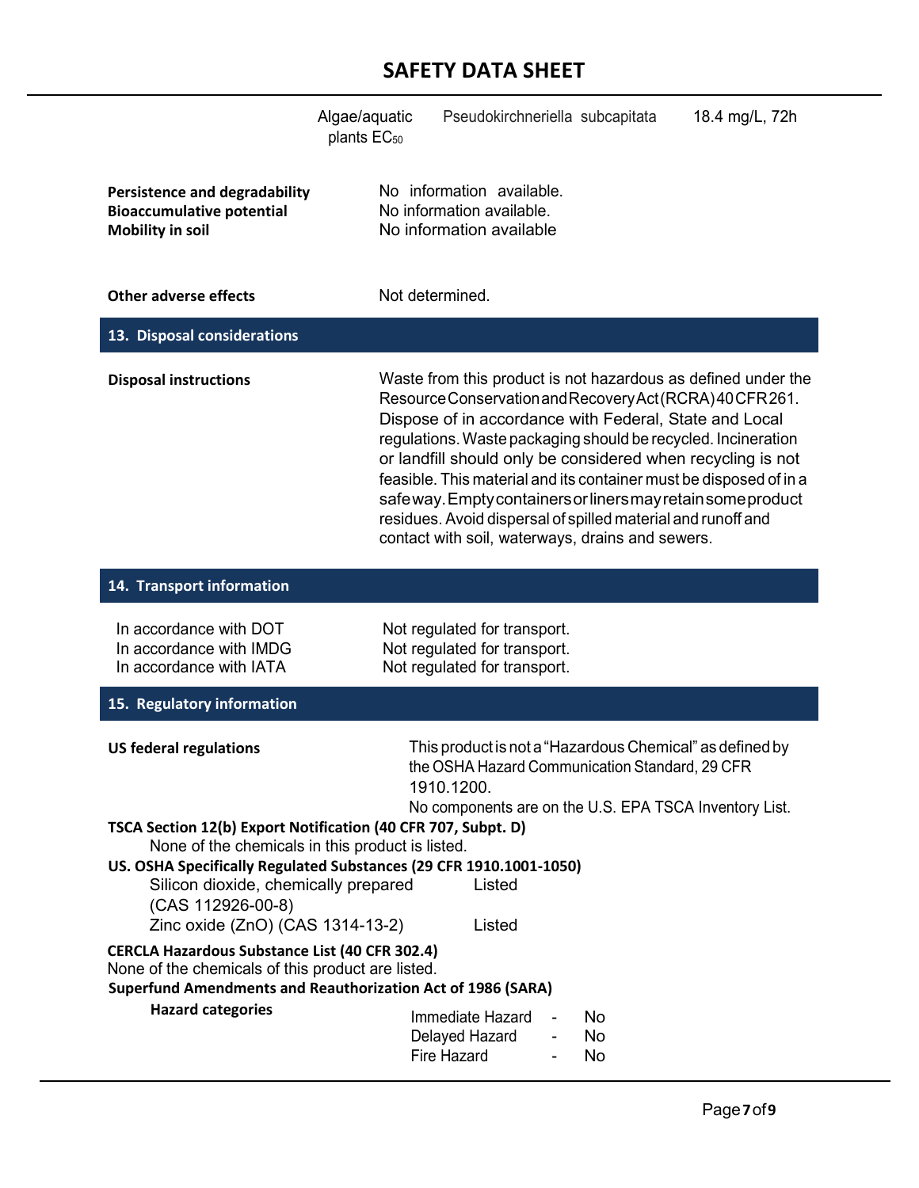| | | |
|---|---|---|
| Algae/aquatic plants $EC_{50}$ | Pseudokirchneriella subcapitata | 18.4 mg/L, 72h |

**Persistence and degradability** No information available.
**Bioaccumulative potential** No information available.
**Mobility in soil** No information available

**Other adverse effects** Not determined.

## 13. Disposal considerations

**Disposal instructions** Waste from this product is not hazardous as defined under the Resource Conservation and Recovery Act (RCRA) 40 CFR 261. Dispose of in accordance with Federal, State and Local regulations. Waste packaging should be recycled. Incineration or landfill should only be considered when recycling is not feasible. This material and its container must be disposed of in a safe way. Empty containers or liners may retain some product residues. Avoid dispersal of spilled material and runoff and contact with soil, waterways, drains and sewers.

## 14. Transport information

In accordance with DOT Not regulated for transport.
In accordance with IMDG Not regulated for transport.
In accordance with IATA Not regulated for transport.

## 15. Regulatory information

**US federal regulations** This product is not a "Hazardous Chemical" as defined by the OSHA Hazard Communication Standard, 29 CFR 1910.1200.
No components are on the U.S. EPA TSCA Inventory List.

**TSCA Section 12(b) Export Notification (40 CFR 707, Subpt. D)**
None of the chemicals in this product is listed.

**US. OSHA Specifically Regulated Substances (29 CFR 1910.1001-1050)**

| | |
|---|---|
| Silicon dioxide, chemically prepared (CAS 112926-00-8) | Listed |
| Zinc oxide (ZnO) (CAS 1314-13-2) | Listed |

**CERCLA Hazardous Substance List (40 CFR 302.4)**
None of the chemicals of this product are listed.

**Superfund Amendments and Reauthorization Act of 1986 (SARA)**

**Hazard categories**

| | | |
|---|---|---|
| Immediate Hazard | - | No |
| Delayed Hazard | - | No |
| Fire Hazard | - | No |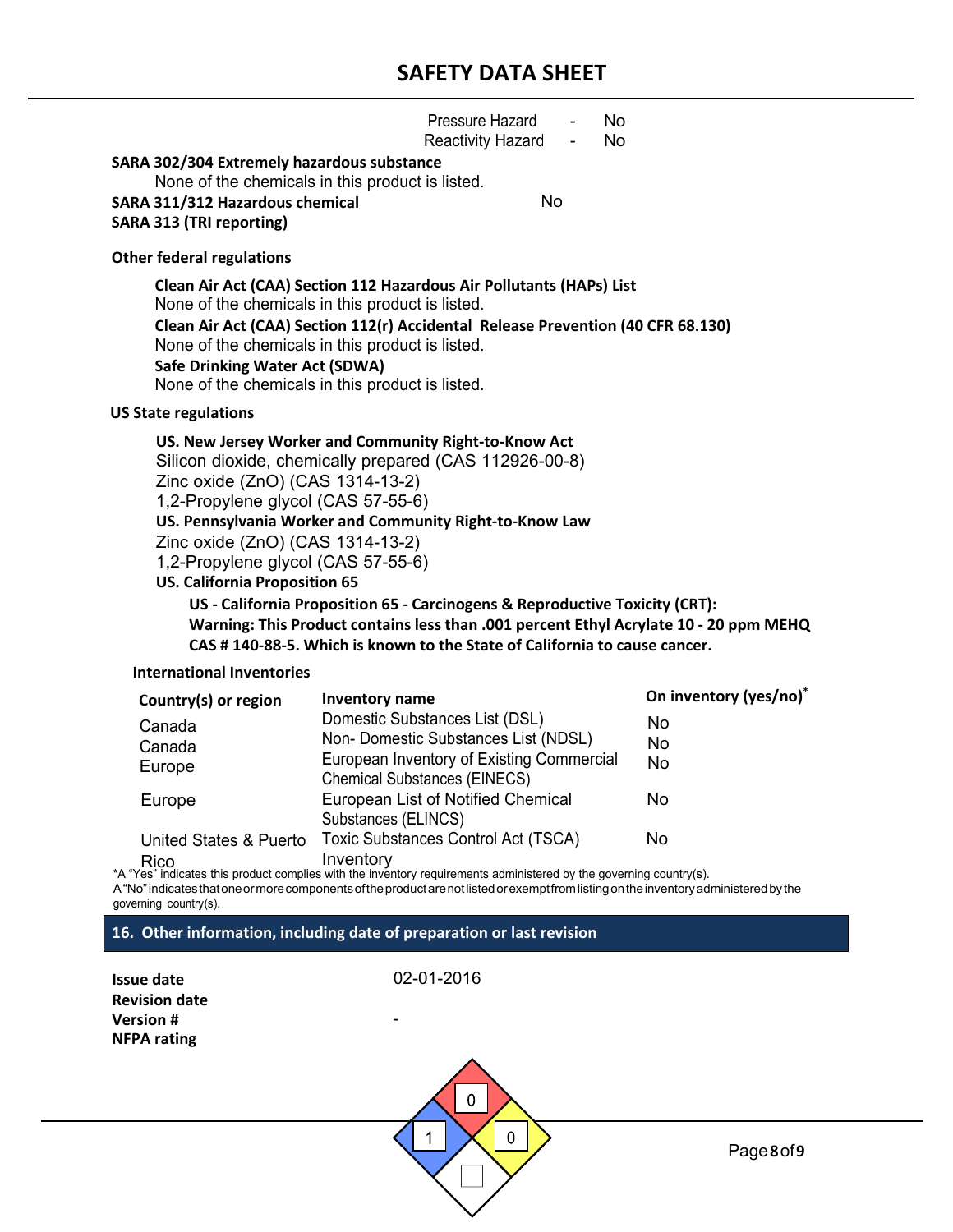Pressure Hazard - No
Reactivity Hazard - No

**SARA 302/304 Extremely hazardous substance**

None of the chemicals in this product is listed.

**SARA 311/312 Hazardous chemical** No

**SARA 313 (TRI reporting)**

**Other federal regulations**

**Clean Air Act (CAA) Section 112 Hazardous Air Pollutants (HAPs) List**

None of the chemicals in this product is listed.

**Clean Air Act (CAA) Section 112(r) Accidental Release Prevention (40 CFR 68.130)**

None of the chemicals in this product is listed.

**Safe Drinking Water Act (SDWA)**

None of the chemicals in this product is listed.

**US State regulations**

**US. New Jersey Worker and Community Right-to-Know Act**

Silicon dioxide, chemically prepared (CAS 112926-00-8)
Zinc oxide (ZnO) (CAS 1314-13-2)
1,2-Propylene glycol (CAS 57-55-6)

**US. Pennsylvania Worker and Community Right-to-Know Law**

Zinc oxide (ZnO) (CAS 1314-13-2)
1,2-Propylene glycol (CAS 57-55-6)

**US. California Proposition 65**

**US - California Proposition 65 - Carcinogens & Reproductive Toxicity (CRT):**
**Warning: This Product contains less than .001 percent Ethyl Acrylate 10 - 20 ppm MEHQ CAS # 140-88-5. Which is known to the State of California to cause cancer.**

**International Inventories**

| Country(s) or region | Inventory name | On inventory (yes/no)* |
|---|---|---|
| Canada | Domestic Substances List (DSL) | No |
| Canada | Non- Domestic Substances List (NDSL) | No |
| Europe | European Inventory of Existing Commercial Chemical Substances (EINECS) | No |
| Europe | European List of Notified Chemical Substances (ELINCS) | No |
| United States & Puerto Rico | Toxic Substances Control Act (TSCA) Inventory | No |

*A "Yes" indicates this product complies with the inventory requirements administered by the governing country(s).
A "No" indicates that one or more components of the product are not listed or exempt from listing on the inventory administered by the governing country(s).

## 16. Other information, including date of preparation or last revision

**Issue date** 02-01-2016
**Revision date**
**Version #** -
**NFPA rating**

Health: 1, Flammability: 0, Instability: 0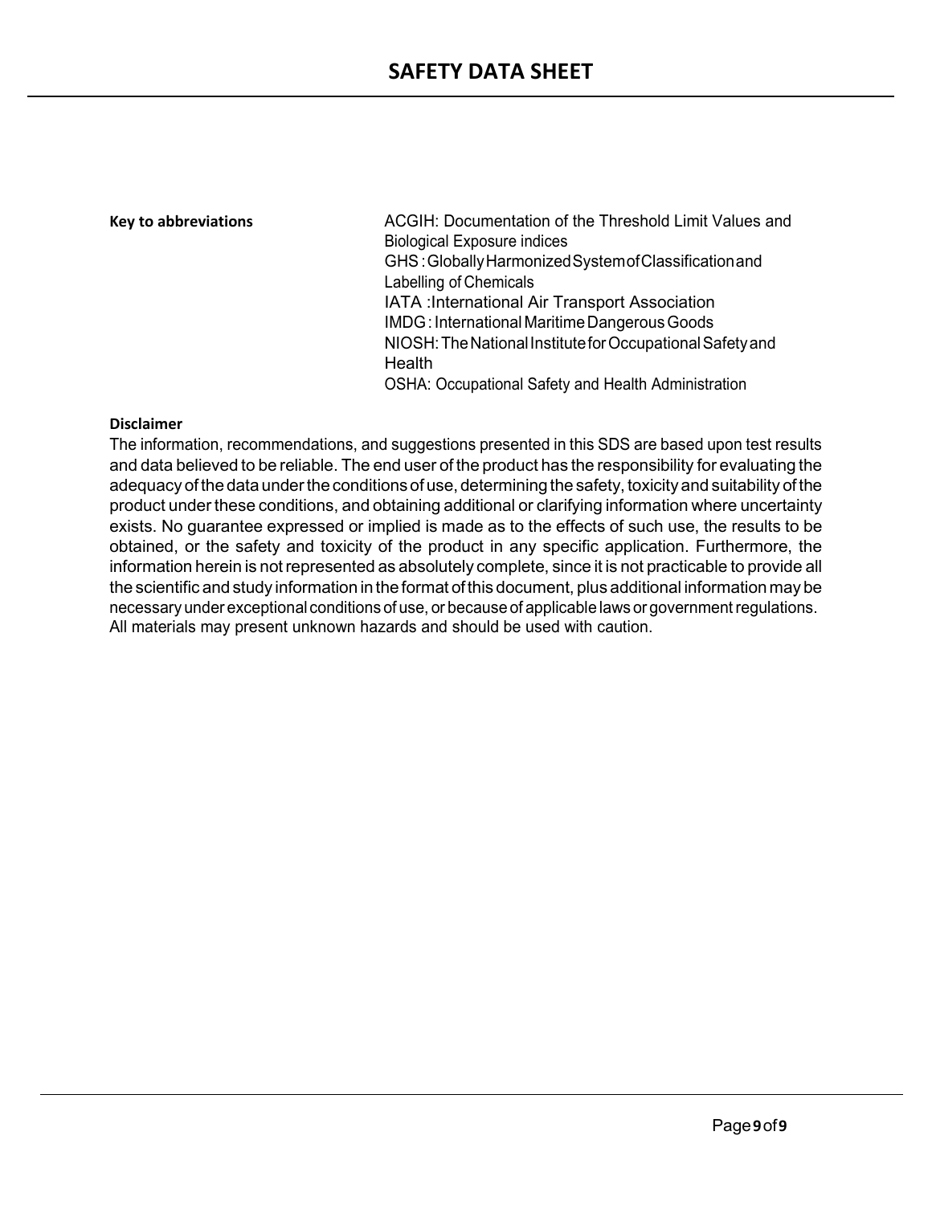## SAFETY DATA SHEET

| | |
|---|---|
| **Key to abbreviations** | ACGIH: Documentation of the Threshold Limit Values and Biological Exposure indices<br>GHS : Globally Harmonized System of Classification and Labelling of Chemicals<br>IATA :International Air Transport Association<br>IMDG : International Maritime Dangerous Goods<br>NIOSH: The National Institute for Occupational Safety and Health<br>OSHA: Occupational Safety and Health Administration |

**Disclaimer**

The information, recommendations, and suggestions presented in this SDS are based upon test results and data believed to be reliable. The end user of the product has the responsibility for evaluating the adequacy of the data under the conditions of use, determining the safety, toxicity and suitability of the product under these conditions, and obtaining additional or clarifying information where uncertainty exists. No guarantee expressed or implied is made as to the effects of such use, the results to be obtained, or the safety and toxicity of the product in any specific application. Furthermore, the information herein is not represented as absolutely complete, since it is not practicable to provide all the scientific and study information in the format of this document, plus additional information may be necessary under exceptional conditions of use, or because of applicable laws or government regulations. All materials may present unknown hazards and should be used with caution.